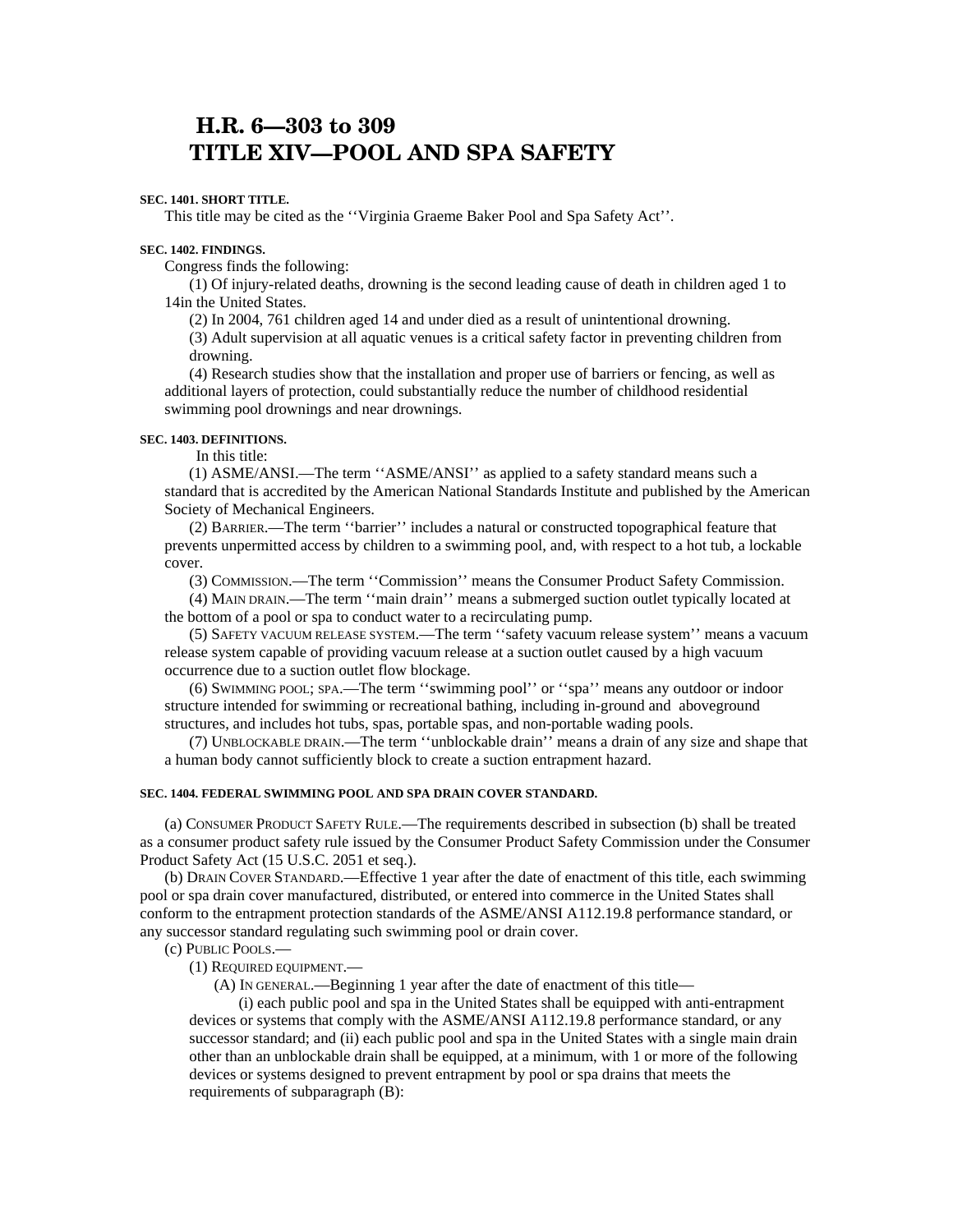# H.R. 6—303 to 309
# TITLE XIV—POOL AND SPA SAFETY

**SEC. 1401. SHORT TITLE.**

This title may be cited as the ''Virginia Graeme Baker Pool and Spa Safety Act''.

**SEC. 1402. FINDINGS.**

Congress finds the following:

(1) Of injury-related deaths, drowning is the second leading cause of death in children aged 1 to 14in the United States.

(2) In 2004, 761 children aged 14 and under died as a result of unintentional drowning.

(3) Adult supervision at all aquatic venues is a critical safety factor in preventing children from drowning.

(4) Research studies show that the installation and proper use of barriers or fencing, as well as additional layers of protection, could substantially reduce the number of childhood residential swimming pool drownings and near drownings.

**SEC. 1403. DEFINITIONS.**

In this title:

(1) ASME/ANSI.—The term ''ASME/ANSI'' as applied to a safety standard means such a standard that is accredited by the American National Standards Institute and published by the American Society of Mechanical Engineers.

(2) BARRIER.—The term ''barrier'' includes a natural or constructed topographical feature that prevents unpermitted access by children to a swimming pool, and, with respect to a hot tub, a lockable cover.

(3) COMMISSION.—The term ''Commission'' means the Consumer Product Safety Commission.

(4) MAIN DRAIN.—The term ''main drain'' means a submerged suction outlet typically located at the bottom of a pool or spa to conduct water to a recirculating pump.

(5) SAFETY VACUUM RELEASE SYSTEM.—The term ''safety vacuum release system'' means a vacuum release system capable of providing vacuum release at a suction outlet caused by a high vacuum occurrence due to a suction outlet flow blockage.

(6) SWIMMING POOL; SPA.—The term ''swimming pool'' or ''spa'' means any outdoor or indoor structure intended for swimming or recreational bathing, including in-ground and aboveground structures, and includes hot tubs, spas, portable spas, and non-portable wading pools.

(7) UNBLOCKABLE DRAIN.—The term ''unblockable drain'' means a drain of any size and shape that a human body cannot sufficiently block to create a suction entrapment hazard.

**SEC. 1404. FEDERAL SWIMMING POOL AND SPA DRAIN COVER STANDARD.**

(a) CONSUMER PRODUCT SAFETY RULE.—The requirements described in subsection (b) shall be treated as a consumer product safety rule issued by the Consumer Product Safety Commission under the Consumer Product Safety Act (15 U.S.C. 2051 et seq.).

(b) DRAIN COVER STANDARD.—Effective 1 year after the date of enactment of this title, each swimming pool or spa drain cover manufactured, distributed, or entered into commerce in the United States shall conform to the entrapment protection standards of the ASME/ANSI A112.19.8 performance standard, or any successor standard regulating such swimming pool or drain cover.

(c) PUBLIC POOLS.—

(1) REQUIRED EQUIPMENT.—

(A) IN GENERAL.—Beginning 1 year after the date of enactment of this title—

(i) each public pool and spa in the United States shall be equipped with anti-entrapment devices or systems that comply with the ASME/ANSI A112.19.8 performance standard, or any successor standard; and (ii) each public pool and spa in the United States with a single main drain other than an unblockable drain shall be equipped, at a minimum, with 1 or more of the following devices or systems designed to prevent entrapment by pool or spa drains that meets the requirements of subparagraph (B):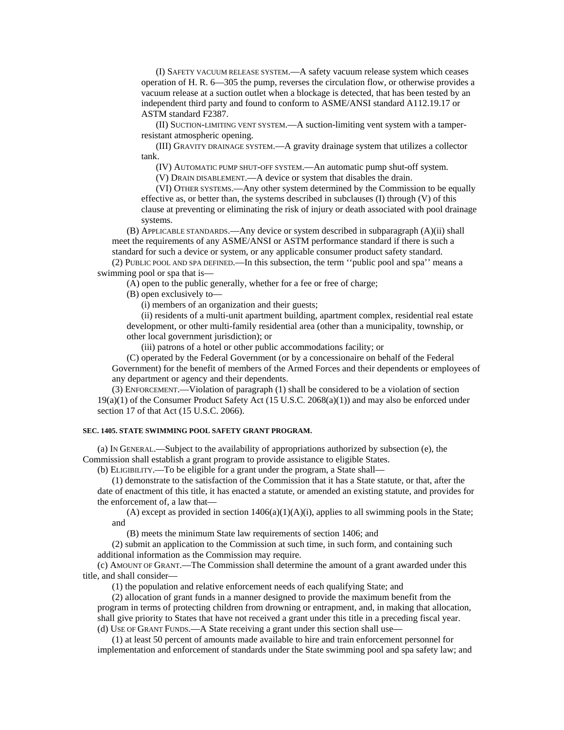(I) SAFETY VACUUM RELEASE SYSTEM.—A safety vacuum release system which ceases operation of H. R. 6—305 the pump, reverses the circulation flow, or otherwise provides a vacuum release at a suction outlet when a blockage is detected, that has been tested by an independent third party and found to conform to ASME/ANSI standard A112.19.17 or ASTM standard F2387.

(II) SUCTION-LIMITING VENT SYSTEM.—A suction-limiting vent system with a tamper-resistant atmospheric opening.

(III) GRAVITY DRAINAGE SYSTEM.—A gravity drainage system that utilizes a collector tank.

(IV) AUTOMATIC PUMP SHUT-OFF SYSTEM.—An automatic pump shut-off system.

(V) DRAIN DISABLEMENT.—A device or system that disables the drain.

(VI) OTHER SYSTEMS.—Any other system determined by the Commission to be equally effective as, or better than, the systems described in subclauses (I) through (V) of this clause at preventing or eliminating the risk of injury or death associated with pool drainage systems.

(B) APPLICABLE STANDARDS.—Any device or system described in subparagraph (A)(ii) shall meet the requirements of any ASME/ANSI or ASTM performance standard if there is such a standard for such a device or system, or any applicable consumer product safety standard.

(2) PUBLIC POOL AND SPA DEFINED.—In this subsection, the term ''public pool and spa'' means a swimming pool or spa that is—

(A) open to the public generally, whether for a fee or free of charge;

(B) open exclusively to—

(i) members of an organization and their guests;

(ii) residents of a multi-unit apartment building, apartment complex, residential real estate development, or other multi-family residential area (other than a municipality, township, or other local government jurisdiction); or

(iii) patrons of a hotel or other public accommodations facility; or

(C) operated by the Federal Government (or by a concessionaire on behalf of the Federal Government) for the benefit of members of the Armed Forces and their dependents or employees of any department or agency and their dependents.

(3) ENFORCEMENT.—Violation of paragraph (1) shall be considered to be a violation of section 19(a)(1) of the Consumer Product Safety Act (15 U.S.C. 2068(a)(1)) and may also be enforced under section 17 of that Act (15 U.S.C. 2066).

#### SEC. 1405. STATE SWIMMING POOL SAFETY GRANT PROGRAM.

(a) IN GENERAL.—Subject to the availability of appropriations authorized by subsection (e), the Commission shall establish a grant program to provide assistance to eligible States.

(b) ELIGIBILITY.—To be eligible for a grant under the program, a State shall—

(1) demonstrate to the satisfaction of the Commission that it has a State statute, or that, after the date of enactment of this title, it has enacted a statute, or amended an existing statute, and provides for the enforcement of, a law that—

(A) except as provided in section 1406(a)(1)(A)(i), applies to all swimming pools in the State; and

(B) meets the minimum State law requirements of section 1406; and

(2) submit an application to the Commission at such time, in such form, and containing such additional information as the Commission may require.

(c) AMOUNT OF GRANT.—The Commission shall determine the amount of a grant awarded under this title, and shall consider—

(1) the population and relative enforcement needs of each qualifying State; and

(2) allocation of grant funds in a manner designed to provide the maximum benefit from the program in terms of protecting children from drowning or entrapment, and, in making that allocation, shall give priority to States that have not received a grant under this title in a preceding fiscal year.

(d) USE OF GRANT FUNDS.—A State receiving a grant under this section shall use—

(1) at least 50 percent of amounts made available to hire and train enforcement personnel for implementation and enforcement of standards under the State swimming pool and spa safety law; and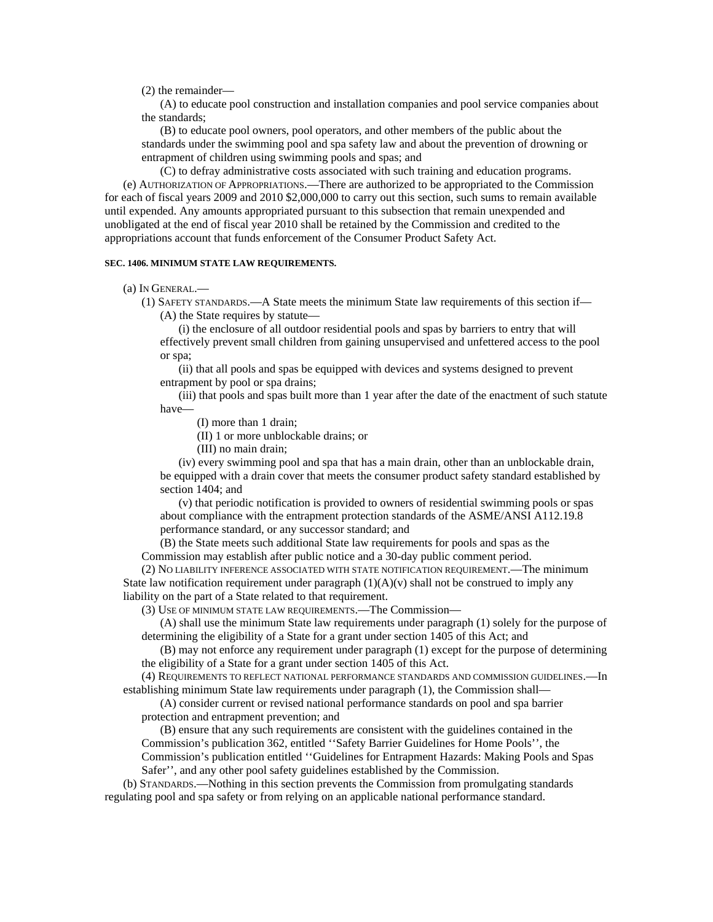(2) the remainder—

(A) to educate pool construction and installation companies and pool service companies about the standards;

(B) to educate pool owners, pool operators, and other members of the public about the standards under the swimming pool and spa safety law and about the prevention of drowning or entrapment of children using swimming pools and spas; and

(C) to defray administrative costs associated with such training and education programs.

(e) AUTHORIZATION OF APPROPRIATIONS.—There are authorized to be appropriated to the Commission for each of fiscal years 2009 and 2010 $2,000,000 to carry out this section, such sums to remain available until expended. Any amounts appropriated pursuant to this subsection that remain unexpended and unobligated at the end of fiscal year 2010 shall be retained by the Commission and credited to the appropriations account that funds enforcement of the Consumer Product Safety Act.

**SEC. 1406. MINIMUM STATE LAW REQUIREMENTS.**

(a) IN GENERAL.—

(1) SAFETY STANDARDS.—A State meets the minimum State law requirements of this section if—

(A) the State requires by statute—

(i) the enclosure of all outdoor residential pools and spas by barriers to entry that will effectively prevent small children from gaining unsupervised and unfettered access to the pool or spa;

(ii) that all pools and spas be equipped with devices and systems designed to prevent entrapment by pool or spa drains;

(iii) that pools and spas built more than 1 year after the date of the enactment of such statute have—

(I) more than 1 drain;

(II) 1 or more unblockable drains; or

(III) no main drain;

(iv) every swimming pool and spa that has a main drain, other than an unblockable drain, be equipped with a drain cover that meets the consumer product safety standard established by section 1404; and

(v) that periodic notification is provided to owners of residential swimming pools or spas about compliance with the entrapment protection standards of the ASME/ANSI A112.19.8 performance standard, or any successor standard; and

(B) the State meets such additional State law requirements for pools and spas as the Commission may establish after public notice and a 30-day public comment period.

(2) NO LIABILITY INFERENCE ASSOCIATED WITH STATE NOTIFICATION REQUIREMENT.—The minimum State law notification requirement under paragraph (1)(A)(v) shall not be construed to imply any liability on the part of a State related to that requirement.

(3) USE OF MINIMUM STATE LAW REQUIREMENTS.—The Commission—

(A) shall use the minimum State law requirements under paragraph (1) solely for the purpose of determining the eligibility of a State for a grant under section 1405 of this Act; and

(B) may not enforce any requirement under paragraph (1) except for the purpose of determining the eligibility of a State for a grant under section 1405 of this Act.

(4) REQUIREMENTS TO REFLECT NATIONAL PERFORMANCE STANDARDS AND COMMISSION GUIDELINES.—In establishing minimum State law requirements under paragraph (1), the Commission shall—

(A) consider current or revised national performance standards on pool and spa barrier protection and entrapment prevention; and

(B) ensure that any such requirements are consistent with the guidelines contained in the Commission's publication 362, entitled ''Safety Barrier Guidelines for Home Pools'', the Commission's publication entitled ''Guidelines for Entrapment Hazards: Making Pools and Spas Safer'', and any other pool safety guidelines established by the Commission.

(b) STANDARDS.—Nothing in this section prevents the Commission from promulgating standards regulating pool and spa safety or from relying on an applicable national performance standard.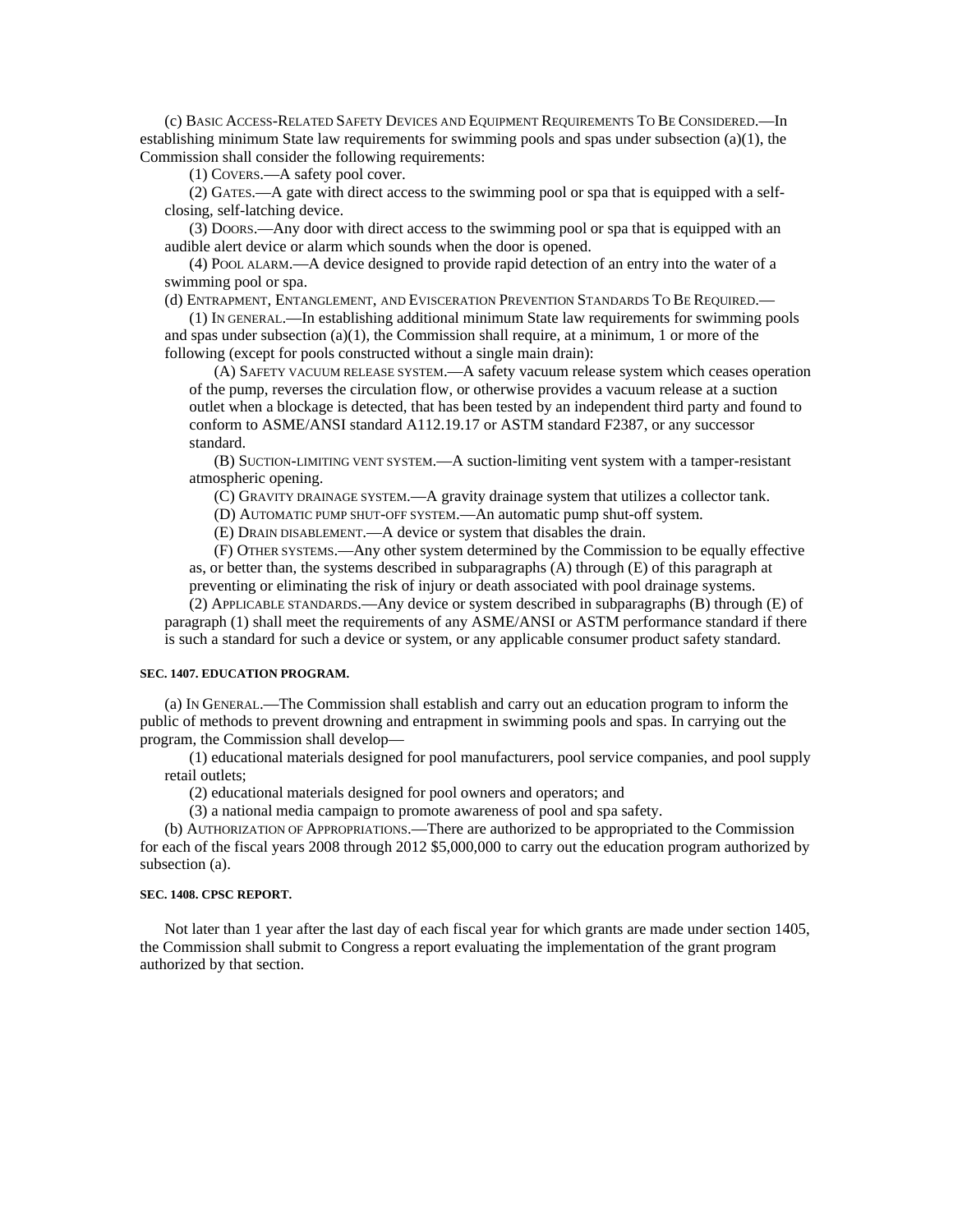(c) BASIC ACCESS-RELATED SAFETY DEVICES AND EQUIPMENT REQUIREMENTS TO BE CONSIDERED.—In establishing minimum State law requirements for swimming pools and spas under subsection (a)(1), the Commission shall consider the following requirements:

(1) COVERS.—A safety pool cover.

(2) GATES.—A gate with direct access to the swimming pool or spa that is equipped with a self-closing, self-latching device.

(3) DOORS.—Any door with direct access to the swimming pool or spa that is equipped with an audible alert device or alarm which sounds when the door is opened.

(4) POOL ALARM.—A device designed to provide rapid detection of an entry into the water of a swimming pool or spa.

(d) ENTRAPMENT, ENTANGLEMENT, AND EVISCERATION PREVENTION STANDARDS TO BE REQUIRED.—

(1) IN GENERAL.—In establishing additional minimum State law requirements for swimming pools and spas under subsection (a)(1), the Commission shall require, at a minimum, 1 or more of the following (except for pools constructed without a single main drain):

(A) SAFETY VACUUM RELEASE SYSTEM.—A safety vacuum release system which ceases operation of the pump, reverses the circulation flow, or otherwise provides a vacuum release at a suction outlet when a blockage is detected, that has been tested by an independent third party and found to conform to ASME/ANSI standard A112.19.17 or ASTM standard F2387, or any successor standard.

(B) SUCTION-LIMITING VENT SYSTEM.—A suction-limiting vent system with a tamper-resistant atmospheric opening.

(C) GRAVITY DRAINAGE SYSTEM.—A gravity drainage system that utilizes a collector tank.

(D) AUTOMATIC PUMP SHUT-OFF SYSTEM.—An automatic pump shut-off system.

(E) DRAIN DISABLEMENT.—A device or system that disables the drain.

(F) OTHER SYSTEMS.—Any other system determined by the Commission to be equally effective as, or better than, the systems described in subparagraphs (A) through (E) of this paragraph at preventing or eliminating the risk of injury or death associated with pool drainage systems.

(2) APPLICABLE STANDARDS.—Any device or system described in subparagraphs (B) through (E) of paragraph (1) shall meet the requirements of any ASME/ANSI or ASTM performance standard if there is such a standard for such a device or system, or any applicable consumer product safety standard.

#### SEC. 1407. EDUCATION PROGRAM.

(a) IN GENERAL.—The Commission shall establish and carry out an education program to inform the public of methods to prevent drowning and entrapment in swimming pools and spas. In carrying out the program, the Commission shall develop—

(1) educational materials designed for pool manufacturers, pool service companies, and pool supply retail outlets;

(2) educational materials designed for pool owners and operators; and

(3) a national media campaign to promote awareness of pool and spa safety.

(b) AUTHORIZATION OF APPROPRIATIONS.—There are authorized to be appropriated to the Commission for each of the fiscal years 2008 through 2012 $5,000,000 to carry out the education program authorized by subsection (a).

#### SEC. 1408. CPSC REPORT.

Not later than 1 year after the last day of each fiscal year for which grants are made under section 1405, the Commission shall submit to Congress a report evaluating the implementation of the grant program authorized by that section.